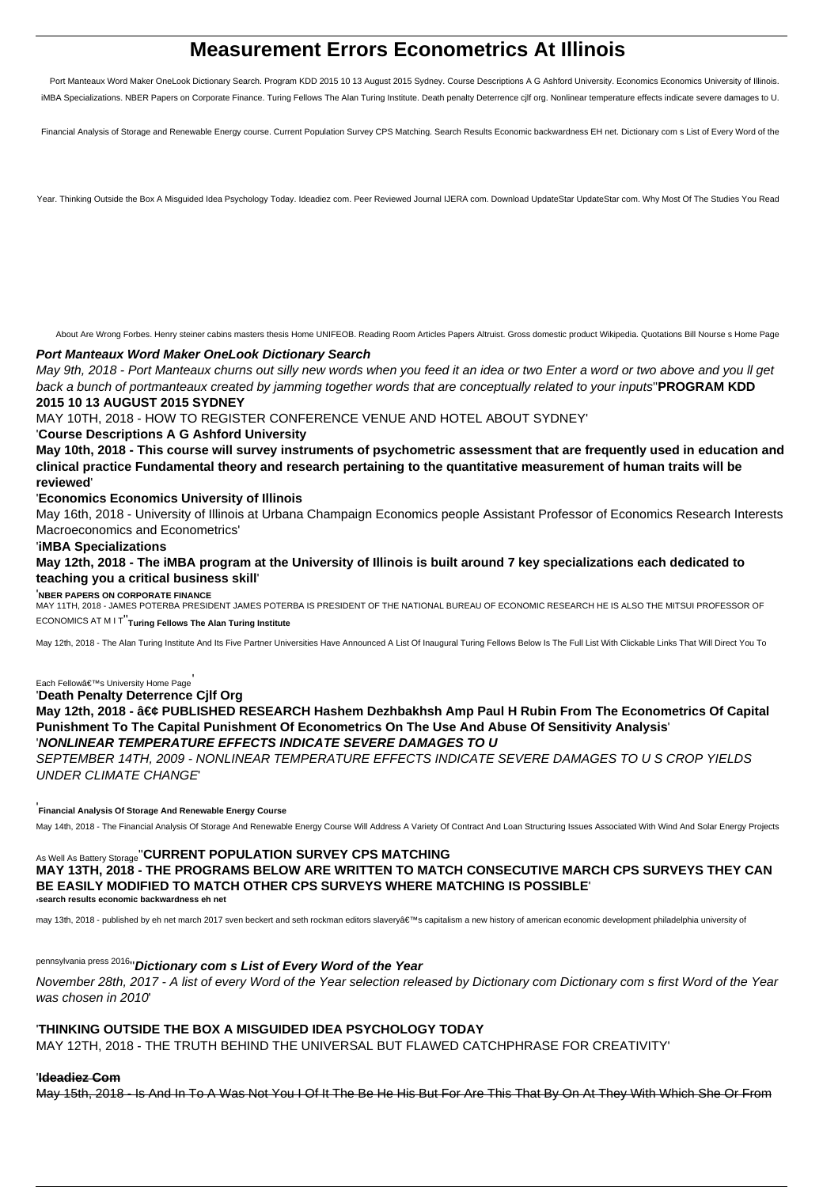# Measurement Errors Econometrics At Illinois

Port Manteaux Word Maker OneLook Dictionary Search. Program KDD 2015 10 13 August 2015 Sydney. Course Descriptions A G Ashford University. Economics Economics University of Illinois. iMBA Specializations. NBER Papers on Corporate Finance. Turing Fellows The Alan Turing Institute. Death penalty Deterrence cjlf org. Nonlinear temperature effects indicate severe damages to U.

Financial Analysis of Storage and Renewable Energy course. Current Population Survey CPS Matching. Search Results Economic backwardness EH net. Dictionary com s List of Every Word of the

Year. Thinking Outside the Box A Misguided Idea Psychology Today. Ideadiez com. Peer Reviewed Journal IJERA com. Download UpdateStar UpdateStar com. Why Most Of The Studies You Read

About Are Wrong Forbes. Henry steiner cabins masters thesis Home UNIFEOB. Reading Room Articles Papers Altruist. Gross domestic product Wikipedia. Quotations Bill Nourse s Home Page

***Port Manteaux Word Maker OneLook Dictionary Search***

*May 9th, 2018 - Port Manteaux churns out silly new words when you feed it an idea or two Enter a word or two above and you ll get back a bunch of portmanteaux created by jamming together words that are conceptually related to your inputs*''**PROGRAM KDD 2015 10 13 AUGUST 2015 SYDNEY**

MAY 10TH, 2018 - HOW TO REGISTER CONFERENCE VENUE AND HOTEL ABOUT SYDNEY'

'**Course Descriptions A G Ashford University**

**May 10th, 2018 - This course will survey instruments of psychometric assessment that are frequently used in education and clinical practice Fundamental theory and research pertaining to the quantitative measurement of human traits will be reviewed**'

'**Economics Economics University of Illinois**

May 16th, 2018 - University of Illinois at Urbana Champaign Economics people Assistant Professor of Economics Research Interests Macroeconomics and Econometrics'

'**iMBA Specializations**

**May 12th, 2018 - The iMBA program at the University of Illinois is built around 7 key specializations each dedicated to teaching you a critical business skill**'

'**NBER PAPERS ON CORPORATE FINANCE**

MAY 11TH, 2018 - JAMES POTERBA PRESIDENT JAMES POTERBA IS PRESIDENT OF THE NATIONAL BUREAU OF ECONOMIC RESEARCH HE IS ALSO THE MITSUI PROFESSOR OF ECONOMICS AT M I T''**Turing Fellows The Alan Turing Institute**

May 12th, 2018 - The Alan Turing Institute And Its Five Partner Universities Have Announced A List Of Inaugural Turing Fellows Below Is The Full List With Clickable Links That Will Direct You To Each Fellowâ€™s University Home Page'

'**Death Penalty Deterrence Cjlf Org**

**May 12th, 2018 - â€¢ PUBLISHED RESEARCH Hashem Dezhbakhsh Amp Paul H Rubin From The Econometrics Of Capital Punishment To The Capital Punishment Of Econometrics On The Use And Abuse Of Sensitivity Analysis**'

'***NONLINEAR TEMPERATURE EFFECTS INDICATE SEVERE DAMAGES TO U***

*SEPTEMBER 14TH, 2009 - NONLINEAR TEMPERATURE EFFECTS INDICATE SEVERE DAMAGES TO U S CROP YIELDS UNDER CLIMATE CHANGE*'

'**Financial Analysis Of Storage And Renewable Energy Course**

May 14th, 2018 - The Financial Analysis Of Storage And Renewable Energy Course Will Address A Variety Of Contract And Loan Structuring Issues Associated With Wind And Solar Energy Projects As Well As Battery Storage''**CURRENT POPULATION SURVEY CPS MATCHING**

**MAY 13TH, 2018 - THE PROGRAMS BELOW ARE WRITTEN TO MATCH CONSECUTIVE MARCH CPS SURVEYS THEY CAN BE EASILY MODIFIED TO MATCH OTHER CPS SURVEYS WHERE MATCHING IS POSSIBLE**'

'**search results economic backwardness eh net**

may 13th, 2018 - published by eh net march 2017 sven beckert and seth rockman editors slaveryâ€™s capitalism a new history of american economic development philadelphia university of pennsylvania press 2016''***Dictionary com s List of Every Word of the Year***

*November 28th, 2017 - A list of every Word of the Year selection released by Dictionary com Dictionary com s first Word of the Year was chosen in 2010*'

'**THINKING OUTSIDE THE BOX A MISGUIDED IDEA PSYCHOLOGY TODAY**

MAY 12TH, 2018 - THE TRUTH BEHIND THE UNIVERSAL BUT FLAWED CATCHPHRASE FOR CREATIVITY'

'**Ideadiez Com**

May 15th, 2018 - Is And In To A Was Not You I Of It The Be He His But For Are This That By On At They With Which She Or From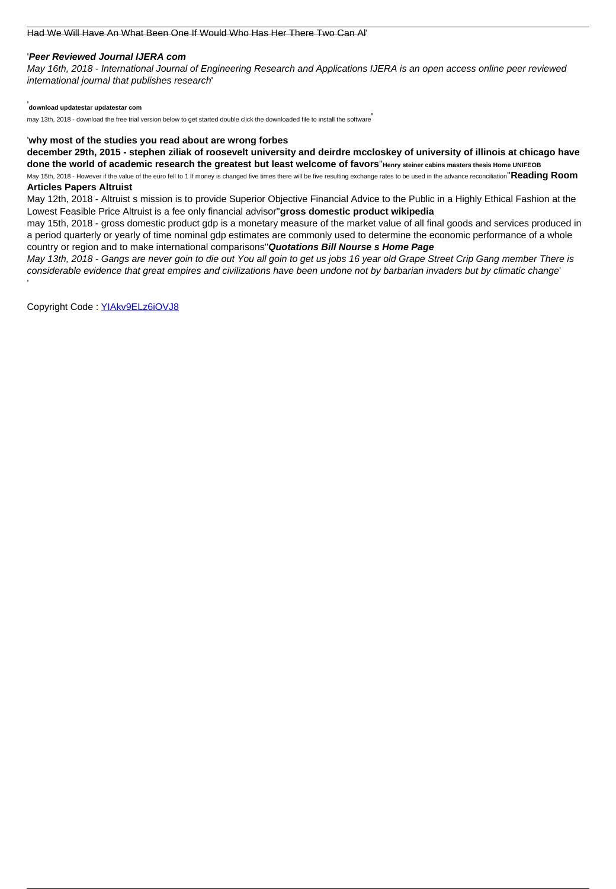Had We Will Have An What Been One If Would Who Has Her There Two Can Al'

'**Peer Reviewed Journal IJERA com**

*May 16th, 2018 - International Journal of Engineering Research and Applications IJERA is an open access online peer reviewed international journal that publishes research*'

'**download updatestar updatestar com**

may 13th, 2018 - download the free trial version below to get started double click the downloaded file to install the software'

'**why most of the studies you read about are wrong forbes**

**december 29th, 2015 - stephen ziliak of roosevelt university and deirdre mccloskey of university of illinois at chicago have done the world of academic research the greatest but least welcome of favors**''**Henry steiner cabins masters thesis Home UNIFEOB**

May 15th, 2018 - However if the value of the euro fell to 1 If money is changed five times there will be five resulting exchange rates to be used in the advance reconciliation''**Reading Room Articles Papers Altruist**

May 12th, 2018 - Altruist s mission is to provide Superior Objective Financial Advice to the Public in a Highly Ethical Fashion at the Lowest Feasible Price Altruist is a fee only financial advisor''**gross domestic product wikipedia**

may 15th, 2018 - gross domestic product gdp is a monetary measure of the market value of all final goods and services produced in a period quarterly or yearly of time nominal gdp estimates are commonly used to determine the economic performance of a whole country or region and to make international comparisons''***Quotations Bill Nourse s Home Page***

*May 13th, 2018 - Gangs are never goin to die out You all goin to get us jobs 16 year old Grape Street Crip Gang member There is considerable evidence that great empires and civilizations have been undone not by barbarian invaders but by climatic change*'

'

Copyright Code : YIAkv9ELz6iOVJ8